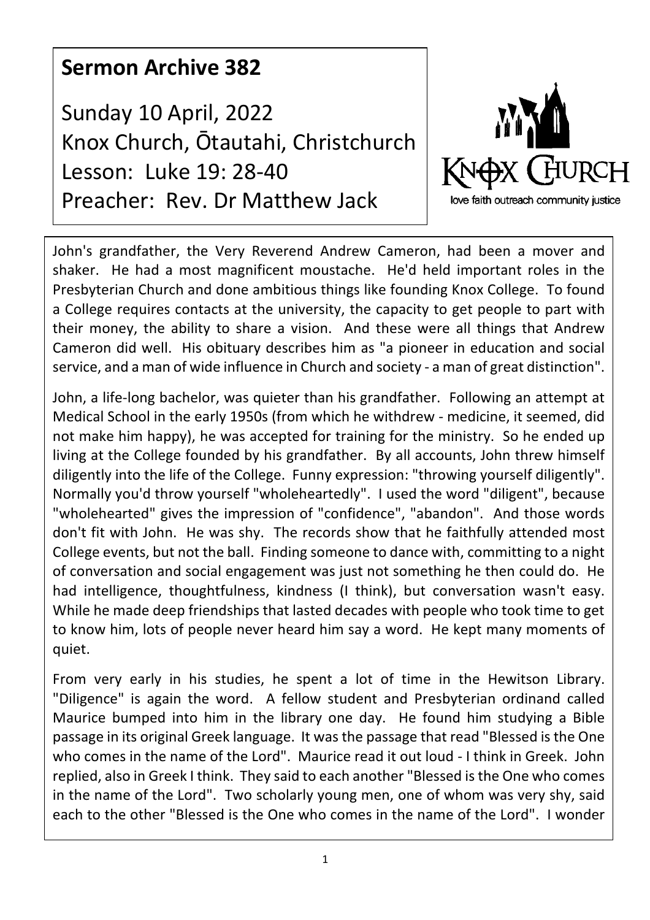# Sermon Archive 382

Sunday 10 April, 2022
Knox Church, Ōtautahi, Christchurch
Lesson: Luke 19: 28-40
Preacher: Rev. Dr Matthew Jack

KNOX CHURCH
love faith outreach community justice

John's grandfather, the Very Reverend Andrew Cameron, had been a mover and shaker. He had a most magnificent moustache. He'd held important roles in the Presbyterian Church and done ambitious things like founding Knox College. To found a College requires contacts at the university, the capacity to get people to part with their money, the ability to share a vision. And these were all things that Andrew Cameron did well. His obituary describes him as "a pioneer in education and social service, and a man of wide influence in Church and society - a man of great distinction".

John, a life-long bachelor, was quieter than his grandfather. Following an attempt at Medical School in the early 1950s (from which he withdrew - medicine, it seemed, did not make him happy), he was accepted for training for the ministry. So he ended up living at the College founded by his grandfather. By all accounts, John threw himself diligently into the life of the College. Funny expression: "throwing yourself diligently". Normally you'd throw yourself "wholeheartedly". I used the word "diligent", because "wholehearted" gives the impression of "confidence", "abandon". And those words don't fit with John. He was shy. The records show that he faithfully attended most College events, but not the ball. Finding someone to dance with, committing to a night of conversation and social engagement was just not something he then could do. He had intelligence, thoughtfulness, kindness (I think), but conversation wasn't easy. While he made deep friendships that lasted decades with people who took time to get to know him, lots of people never heard him say a word. He kept many moments of quiet.

From very early in his studies, he spent a lot of time in the Hewitson Library. "Diligence" is again the word. A fellow student and Presbyterian ordinand called Maurice bumped into him in the library one day. He found him studying a Bible passage in its original Greek language. It was the passage that read "Blessed is the One who comes in the name of the Lord". Maurice read it out loud - I think in Greek. John replied, also in Greek I think. They said to each another "Blessed is the One who comes in the name of the Lord". Two scholarly young men, one of whom was very shy, said each to the other "Blessed is the One who comes in the name of the Lord". I wonder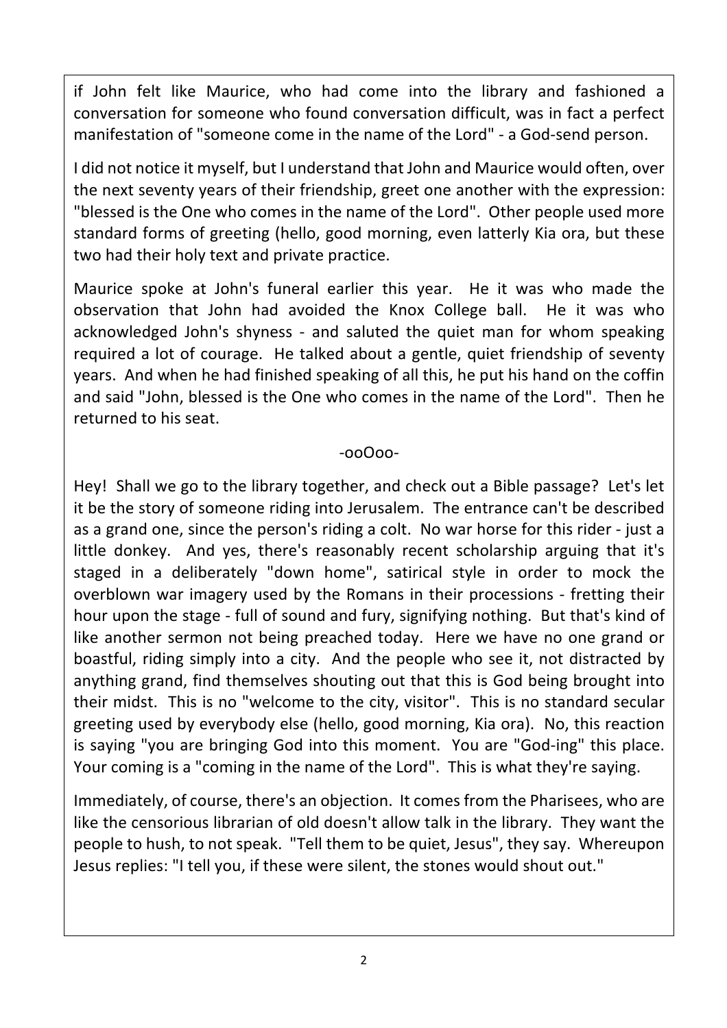if John felt like Maurice, who had come into the library and fashioned a conversation for someone who found conversation difficult, was in fact a perfect manifestation of "someone come in the name of the Lord" - a God-send person.

I did not notice it myself, but I understand that John and Maurice would often, over the next seventy years of their friendship, greet one another with the expression: "blessed is the One who comes in the name of the Lord". Other people used more standard forms of greeting (hello, good morning, even latterly Kia ora, but these two had their holy text and private practice.

Maurice spoke at John's funeral earlier this year. He it was who made the observation that John had avoided the Knox College ball. He it was who acknowledged John's shyness - and saluted the quiet man for whom speaking required a lot of courage. He talked about a gentle, quiet friendship of seventy years. And when he had finished speaking of all this, he put his hand on the coffin and said "John, blessed is the One who comes in the name of the Lord". Then he returned to his seat.

-ooOoo-

Hey! Shall we go to the library together, and check out a Bible passage? Let's let it be the story of someone riding into Jerusalem. The entrance can't be described as a grand one, since the person's riding a colt. No war horse for this rider - just a little donkey. And yes, there's reasonably recent scholarship arguing that it's staged in a deliberately "down home", satirical style in order to mock the overblown war imagery used by the Romans in their processions - fretting their hour upon the stage - full of sound and fury, signifying nothing. But that's kind of like another sermon not being preached today. Here we have no one grand or boastful, riding simply into a city. And the people who see it, not distracted by anything grand, find themselves shouting out that this is God being brought into their midst. This is no "welcome to the city, visitor". This is no standard secular greeting used by everybody else (hello, good morning, Kia ora). No, this reaction is saying "you are bringing God into this moment. You are "God-ing" this place. Your coming is a "coming in the name of the Lord". This is what they're saying.

Immediately, of course, there's an objection. It comes from the Pharisees, who are like the censorious librarian of old doesn't allow talk in the library. They want the people to hush, to not speak. "Tell them to be quiet, Jesus", they say. Whereupon Jesus replies: "I tell you, if these were silent, the stones would shout out."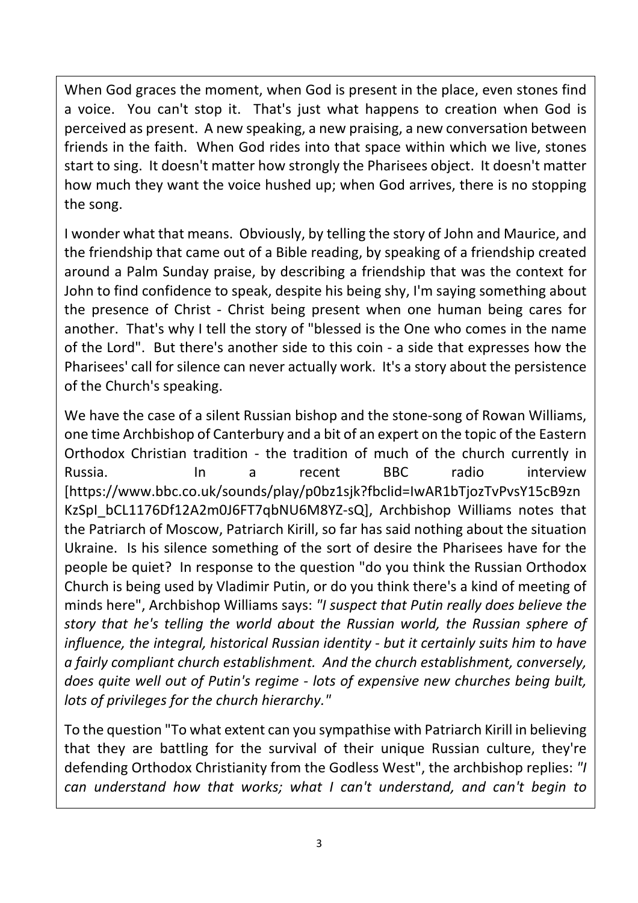When God graces the moment, when God is present in the place, even stones find a voice. You can't stop it. That's just what happens to creation when God is perceived as present. A new speaking, a new praising, a new conversation between friends in the faith. When God rides into that space within which we live, stones start to sing. It doesn't matter how strongly the Pharisees object. It doesn't matter how much they want the voice hushed up; when God arrives, there is no stopping the song.

I wonder what that means. Obviously, by telling the story of John and Maurice, and the friendship that came out of a Bible reading, by speaking of a friendship created around a Palm Sunday praise, by describing a friendship that was the context for John to find confidence to speak, despite his being shy, I'm saying something about the presence of Christ - Christ being present when one human being cares for another. That's why I tell the story of "blessed is the One who comes in the name of the Lord". But there's another side to this coin - a side that expresses how the Pharisees' call for silence can never actually work. It's a story about the persistence of the Church's speaking.

We have the case of a silent Russian bishop and the stone-song of Rowan Williams, one time Archbishop of Canterbury and a bit of an expert on the topic of the Eastern Orthodox Christian tradition - the tradition of much of the church currently in Russia. In a recent BBC radio interview [https://www.bbc.co.uk/sounds/play/p0bz1sjk?fbclid=IwAR1bTjozTvPvsY15cB9znKzSpI_bCL1176Df12A2m0J6FT7qbNU6M8YZ-sQ], Archbishop Williams notes that the Patriarch of Moscow, Patriarch Kirill, so far has said nothing about the situation Ukraine. Is his silence something of the sort of desire the Pharisees have for the people be quiet? In response to the question "do you think the Russian Orthodox Church is being used by Vladimir Putin, or do you think there's a kind of meeting of minds here", Archbishop Williams says: *"I suspect that Putin really does believe the story that he's telling the world about the Russian world, the Russian sphere of influence, the integral, historical Russian identity - but it certainly suits him to have a fairly compliant church establishment. And the church establishment, conversely, does quite well out of Putin's regime - lots of expensive new churches being built, lots of privileges for the church hierarchy."*

To the question "To what extent can you sympathise with Patriarch Kirill in believing that they are battling for the survival of their unique Russian culture, they're defending Orthodox Christianity from the Godless West", the archbishop replies: *"I can understand how that works; what I can't understand, and can't begin to*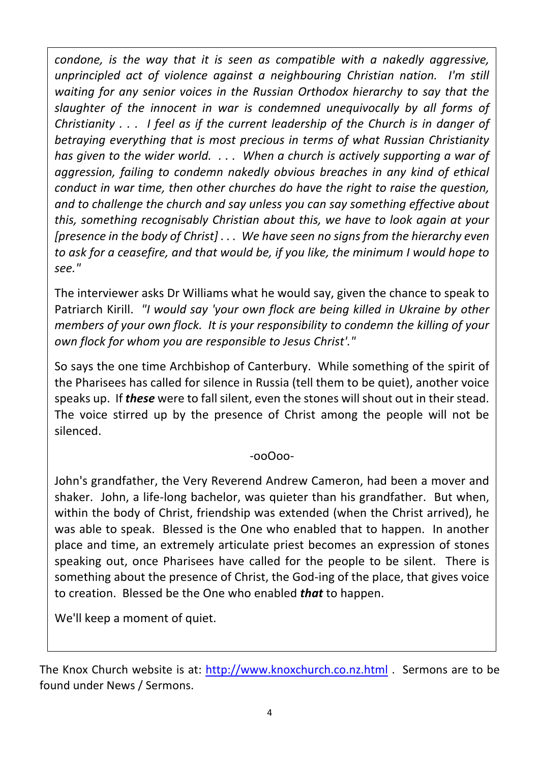*condone, is the way that it is seen as compatible with a nakedly aggressive, unprincipled act of violence against a neighbouring Christian nation. I'm still waiting for any senior voices in the Russian Orthodox hierarchy to say that the slaughter of the innocent in war is condemned unequivocally by all forms of Christianity . . . I feel as if the current leadership of the Church is in danger of betraying everything that is most precious in terms of what Russian Christianity has given to the wider world. . . . When a church is actively supporting a war of aggression, failing to condemn nakedly obvious breaches in any kind of ethical conduct in war time, then other churches do have the right to raise the question, and to challenge the church and say unless you can say something effective about this, something recognisably Christian about this, we have to look again at your [presence in the body of Christ] . . . We have seen no signs from the hierarchy even to ask for a ceasefire, and that would be, if you like, the minimum I would hope to see."*

The interviewer asks Dr Williams what he would say, given the chance to speak to Patriarch Kirill. *"I would say 'your own flock are being killed in Ukraine by other members of your own flock. It is your responsibility to condemn the killing of your own flock for whom you are responsible to Jesus Christ'."*

So says the one time Archbishop of Canterbury. While something of the spirit of the Pharisees has called for silence in Russia (tell them to be quiet), another voice speaks up. If ***these*** were to fall silent, even the stones will shout out in their stead. The voice stirred up by the presence of Christ among the people will not be silenced.

-ooOoo-

John's grandfather, the Very Reverend Andrew Cameron, had been a mover and shaker. John, a life-long bachelor, was quieter than his grandfather. But when, within the body of Christ, friendship was extended (when the Christ arrived), he was able to speak. Blessed is the One who enabled that to happen. In another place and time, an extremely articulate priest becomes an expression of stones speaking out, once Pharisees have called for the people to be silent. There is something about the presence of Christ, the God-ing of the place, that gives voice to creation. Blessed be the One who enabled ***that*** to happen.

We'll keep a moment of quiet.

The Knox Church website is at: http://www.knoxchurch.co.nz.html . Sermons are to be found under News / Sermons.